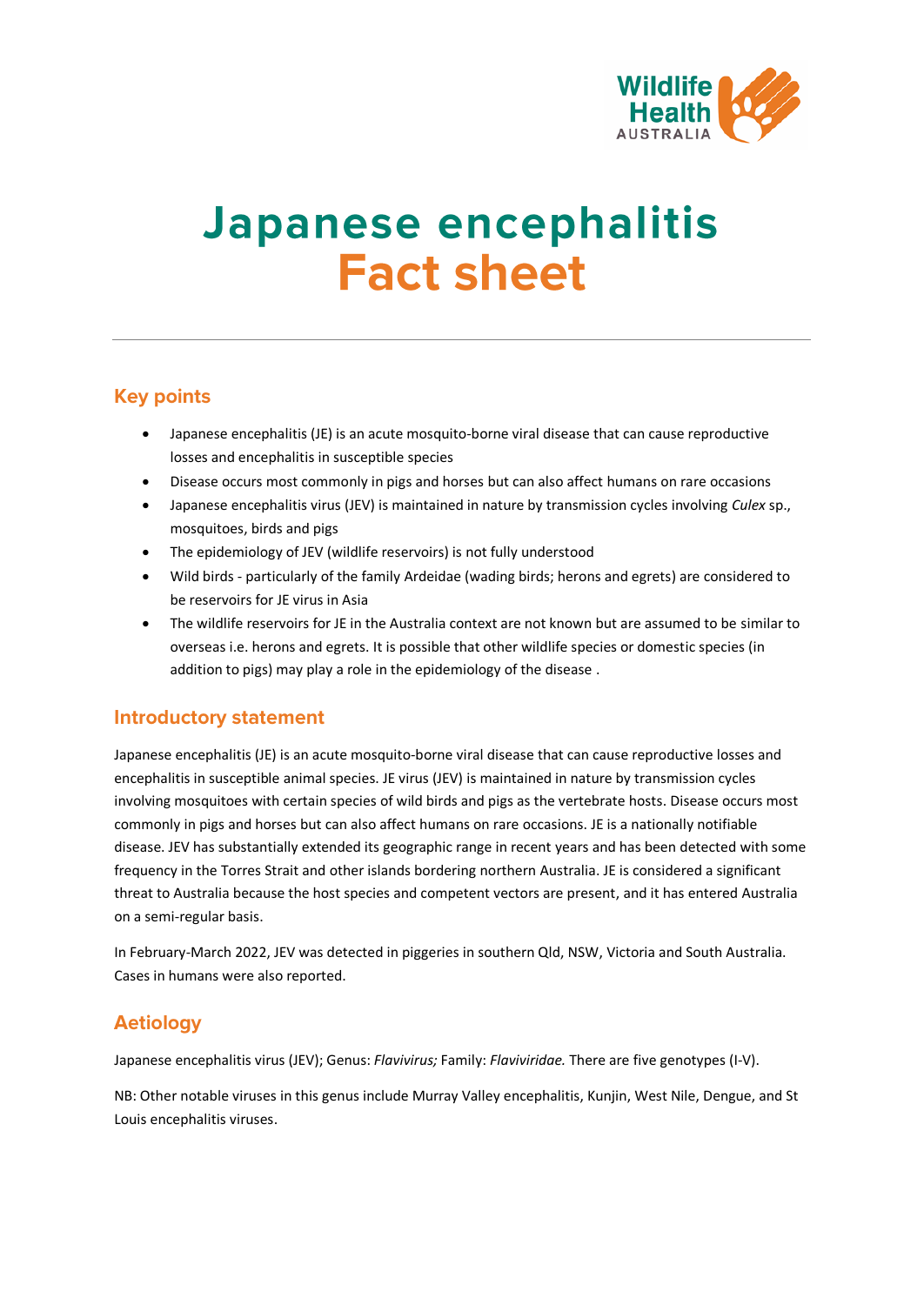# Japanese encephalitis Fact sheet

## Key points

- Japanese encephalitis (JE) is an acute mosquito-borne viral disease that can cause reproductive losses and encephalitis in susceptible species
- Disease occurs most commonly in pigs and horses but can also affect humans on rare occasions
- Japanese encephalitis virus (JEV) is maintained in nature by transmission cycles involving *Culex* sp., mosquitoes, birds and pigs
- The epidemiology of JEV (wildlife reservoirs) is not fully understood
- Wild birds - particularly of the family Ardeidae (wading birds; herons and egrets) are considered to be reservoirs for JE virus in Asia
- The wildlife reservoirs for JE in the Australia context are not known but are assumed to be similar to overseas i.e. herons and egrets. It is possible that other wildlife species or domestic species (in addition to pigs) may play a role in the epidemiology of the disease .

## Introductory statement

Japanese encephalitis (JE) is an acute mosquito-borne viral disease that can cause reproductive losses and encephalitis in susceptible animal species. JE virus (JEV) is maintained in nature by transmission cycles involving mosquitoes with certain species of wild birds and pigs as the vertebrate hosts. Disease occurs most commonly in pigs and horses but can also affect humans on rare occasions. JE is a nationally notifiable disease. JEV has substantially extended its geographic range in recent years and has been detected with some frequency in the Torres Strait and other islands bordering northern Australia. JE is considered a significant threat to Australia because the host species and competent vectors are present, and it has entered Australia on a semi-regular basis.

In February-March 2022, JEV was detected in piggeries in southern Qld, NSW, Victoria and South Australia. Cases in humans were also reported.

## Aetiology

Japanese encephalitis virus (JEV); Genus: *Flavivirus;* Family: *Flaviviridae.* There are five genotypes (I-V).

NB: Other notable viruses in this genus include Murray Valley encephalitis, Kunjin, West Nile, Dengue, and St Louis encephalitis viruses.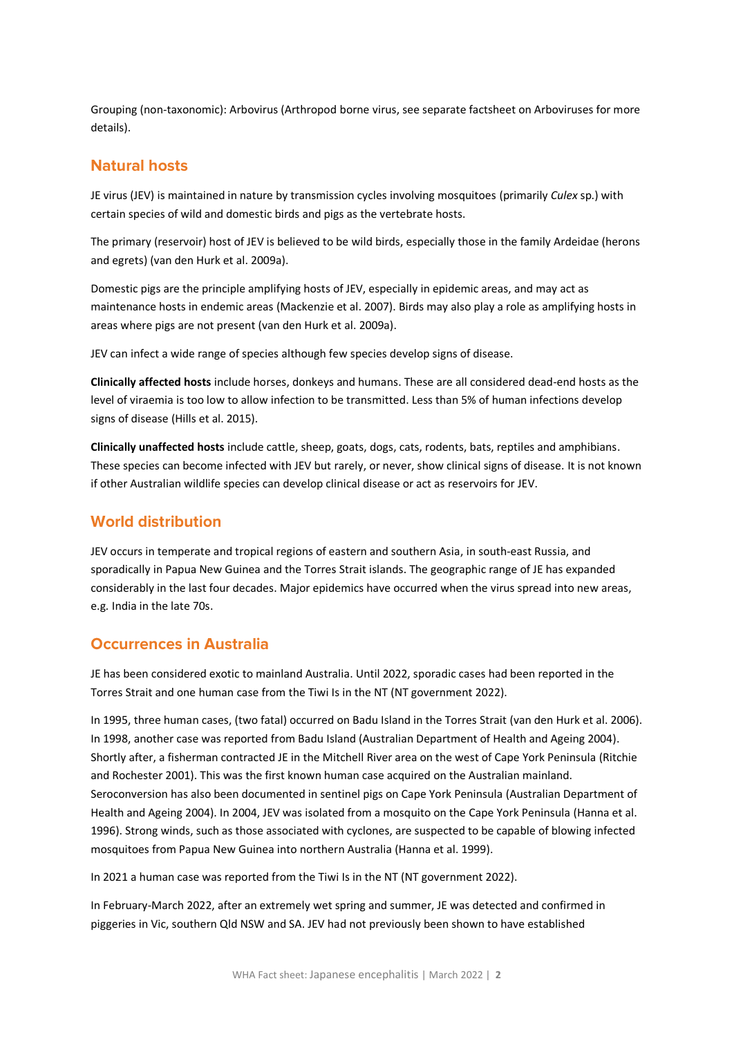Grouping (non-taxonomic): Arbovirus (Arthropod borne virus, see separate factsheet on Arboviruses for more details).

## Natural hosts

JE virus (JEV) is maintained in nature by transmission cycles involving mosquitoes (primarily *Culex* sp.) with certain species of wild and domestic birds and pigs as the vertebrate hosts.

The primary (reservoir) host of JEV is believed to be wild birds, especially those in the family Ardeidae (herons and egrets) (van den Hurk et al. 2009a).

Domestic pigs are the principle amplifying hosts of JEV, especially in epidemic areas, and may act as maintenance hosts in endemic areas (Mackenzie et al. 2007). Birds may also play a role as amplifying hosts in areas where pigs are not present (van den Hurk et al. 2009a).

JEV can infect a wide range of species although few species develop signs of disease.

**Clinically affected hosts** include horses, donkeys and humans. These are all considered dead-end hosts as the level of viraemia is too low to allow infection to be transmitted. Less than 5% of human infections develop signs of disease (Hills et al. 2015).

**Clinically unaffected hosts** include cattle, sheep, goats, dogs, cats, rodents, bats, reptiles and amphibians. These species can become infected with JEV but rarely, or never, show clinical signs of disease. It is not known if other Australian wildlife species can develop clinical disease or act as reservoirs for JEV.

## World distribution

JEV occurs in temperate and tropical regions of eastern and southern Asia, in south-east Russia, and sporadically in Papua New Guinea and the Torres Strait islands. The geographic range of JE has expanded considerably in the last four decades. Major epidemics have occurred when the virus spread into new areas, e.g. India in the late 70s.

## Occurrences in Australia

JE has been considered exotic to mainland Australia. Until 2022, sporadic cases had been reported in the Torres Strait and one human case from the Tiwi Is in the NT (NT government 2022).

In 1995, three human cases, (two fatal) occurred on Badu Island in the Torres Strait (van den Hurk et al. 2006). In 1998, another case was reported from Badu Island (Australian Department of Health and Ageing 2004). Shortly after, a fisherman contracted JE in the Mitchell River area on the west of Cape York Peninsula (Ritchie and Rochester 2001). This was the first known human case acquired on the Australian mainland. Seroconversion has also been documented in sentinel pigs on Cape York Peninsula (Australian Department of Health and Ageing 2004). In 2004, JEV was isolated from a mosquito on the Cape York Peninsula (Hanna et al. 1996). Strong winds, such as those associated with cyclones, are suspected to be capable of blowing infected mosquitoes from Papua New Guinea into northern Australia (Hanna et al. 1999).

In 2021 a human case was reported from the Tiwi Is in the NT (NT government 2022).

In February-March 2022, after an extremely wet spring and summer, JE was detected and confirmed in piggeries in Vic, southern Qld NSW and SA. JEV had not previously been shown to have established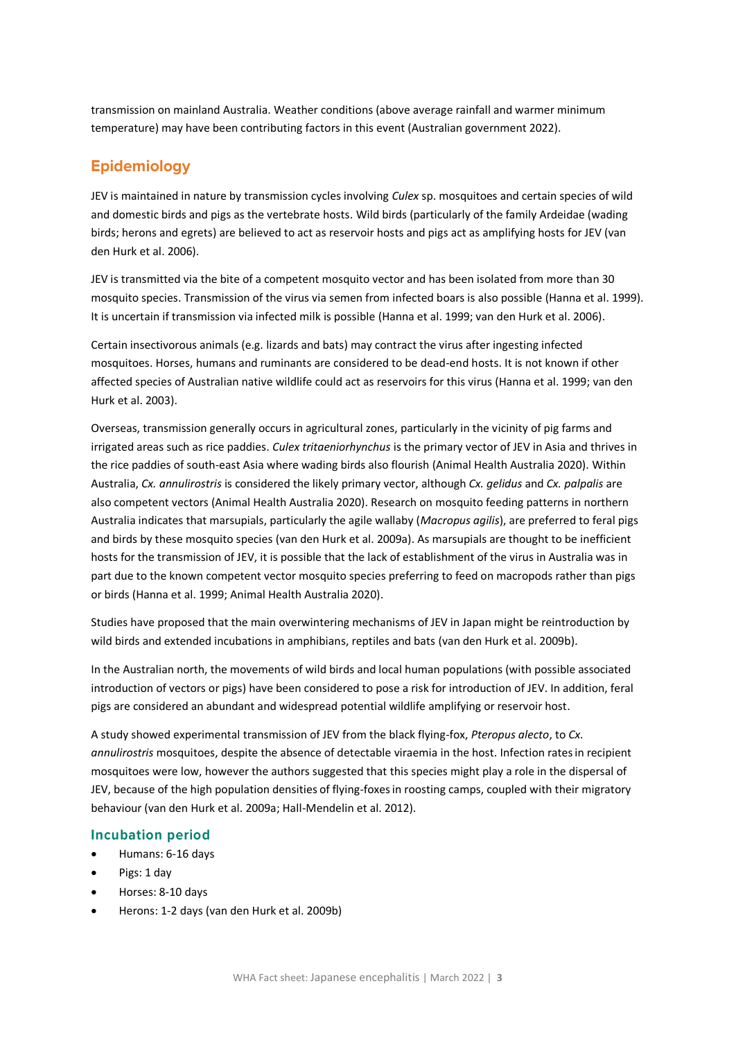transmission on mainland Australia. Weather conditions (above average rainfall and warmer minimum temperature) may have been contributing factors in this event (Australian government 2022).

## Epidemiology

JEV is maintained in nature by transmission cycles involving *Culex* sp. mosquitoes and certain species of wild and domestic birds and pigs as the vertebrate hosts. Wild birds (particularly of the family Ardeidae (wading birds; herons and egrets) are believed to act as reservoir hosts and pigs act as amplifying hosts for JEV (van den Hurk et al. 2006).

JEV is transmitted via the bite of a competent mosquito vector and has been isolated from more than 30 mosquito species. Transmission of the virus via semen from infected boars is also possible (Hanna et al. 1999). It is uncertain if transmission via infected milk is possible (Hanna et al. 1999; van den Hurk et al. 2006).

Certain insectivorous animals (e.g. lizards and bats) may contract the virus after ingesting infected mosquitoes. Horses, humans and ruminants are considered to be dead-end hosts. It is not known if other affected species of Australian native wildlife could act as reservoirs for this virus (Hanna et al. 1999; van den Hurk et al. 2003).

Overseas, transmission generally occurs in agricultural zones, particularly in the vicinity of pig farms and irrigated areas such as rice paddies. *Culex tritaeniorhynchus* is the primary vector of JEV in Asia and thrives in the rice paddies of south-east Asia where wading birds also flourish (Animal Health Australia 2020). Within Australia, *Cx. annulirostris* is considered the likely primary vector, although *Cx. gelidus* and *Cx. palpalis* are also competent vectors (Animal Health Australia 2020). Research on mosquito feeding patterns in northern Australia indicates that marsupials, particularly the agile wallaby (*Macropus agilis*), are preferred to feral pigs and birds by these mosquito species (van den Hurk et al. 2009a). As marsupials are thought to be inefficient hosts for the transmission of JEV, it is possible that the lack of establishment of the virus in Australia was in part due to the known competent vector mosquito species preferring to feed on macropods rather than pigs or birds (Hanna et al. 1999; Animal Health Australia 2020).

Studies have proposed that the main overwintering mechanisms of JEV in Japan might be reintroduction by wild birds and extended incubations in amphibians, reptiles and bats (van den Hurk et al. 2009b).

In the Australian north, the movements of wild birds and local human populations (with possible associated introduction of vectors or pigs) have been considered to pose a risk for introduction of JEV. In addition, feral pigs are considered an abundant and widespread potential wildlife amplifying or reservoir host.

A study showed experimental transmission of JEV from the black flying-fox, *Pteropus alecto*, to *Cx. annulirostris* mosquitoes, despite the absence of detectable viraemia in the host. Infection rates in recipient mosquitoes were low, however the authors suggested that this species might play a role in the dispersal of JEV, because of the high population densities of flying-foxes in roosting camps, coupled with their migratory behaviour (van den Hurk et al. 2009a; Hall-Mendelin et al. 2012).

### Incubation period

- Humans: 6-16 days
- Pigs: 1 day
- Horses: 8-10 days
- Herons: 1-2 days (van den Hurk et al. 2009b)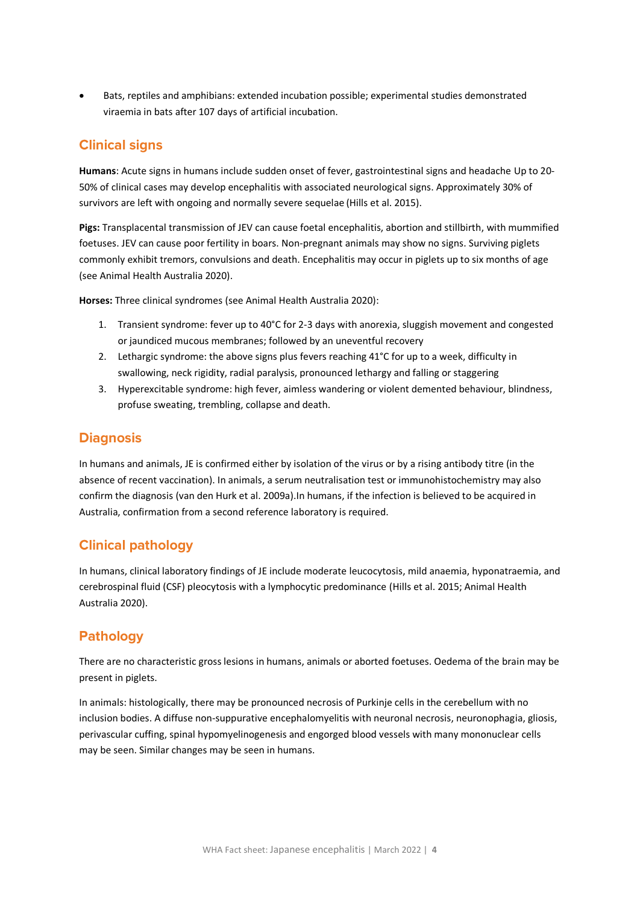- Bats, reptiles and amphibians: extended incubation possible; experimental studies demonstrated viraemia in bats after 107 days of artificial incubation.

## Clinical signs

**Humans**: Acute signs in humans include sudden onset of fever, gastrointestinal signs and headache Up to 20-50% of clinical cases may develop encephalitis with associated neurological signs. Approximately 30% of survivors are left with ongoing and normally severe sequelae (Hills et al. 2015).

**Pigs:** Transplacental transmission of JEV can cause foetal encephalitis, abortion and stillbirth, with mummified foetuses. JEV can cause poor fertility in boars. Non-pregnant animals may show no signs. Surviving piglets commonly exhibit tremors, convulsions and death. Encephalitis may occur in piglets up to six months of age (see Animal Health Australia 2020).

**Horses:** Three clinical syndromes (see Animal Health Australia 2020):

1. Transient syndrome: fever up to 40°C for 2-3 days with anorexia, sluggish movement and congested or jaundiced mucous membranes; followed by an uneventful recovery
2. Lethargic syndrome: the above signs plus fevers reaching 41°C for up to a week, difficulty in swallowing, neck rigidity, radial paralysis, pronounced lethargy and falling or staggering
3. Hyperexcitable syndrome: high fever, aimless wandering or violent demented behaviour, blindness, profuse sweating, trembling, collapse and death.

## Diagnosis

In humans and animals, JE is confirmed either by isolation of the virus or by a rising antibody titre (in the absence of recent vaccination). In animals, a serum neutralisation test or immunohistochemistry may also confirm the diagnosis (van den Hurk et al. 2009a).In humans, if the infection is believed to be acquired in Australia, confirmation from a second reference laboratory is required.

## Clinical pathology

In humans, clinical laboratory findings of JE include moderate leucocytosis, mild anaemia, hyponatraemia, and cerebrospinal fluid (CSF) pleocytosis with a lymphocytic predominance (Hills et al. 2015; Animal Health Australia 2020).

## Pathology

There are no characteristic gross lesions in humans, animals or aborted foetuses. Oedema of the brain may be present in piglets.

In animals: histologically, there may be pronounced necrosis of Purkinje cells in the cerebellum with no inclusion bodies. A diffuse non-suppurative encephalomyelitis with neuronal necrosis, neuronophagia, gliosis, perivascular cuffing, spinal hypomyelinogenesis and engorged blood vessels with many mononuclear cells may be seen. Similar changes may be seen in humans.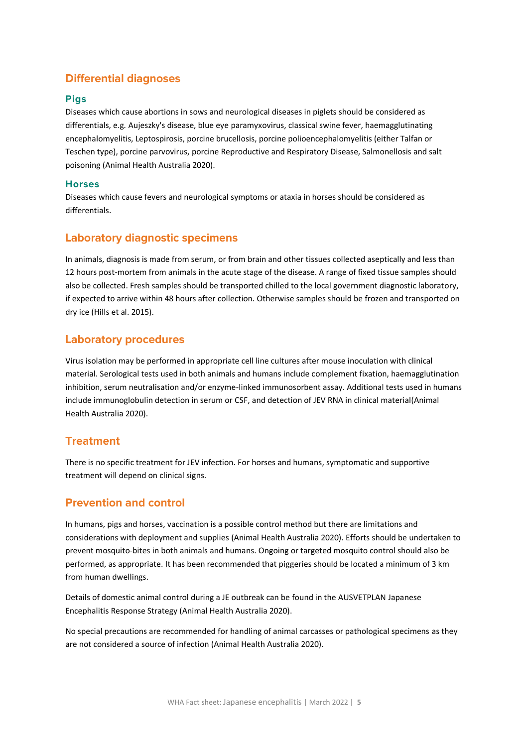## Differential diagnoses

### Pigs

Diseases which cause abortions in sows and neurological diseases in piglets should be considered as differentials, e.g. Aujeszky's disease, blue eye paramyxovirus, classical swine fever, haemagglutinating encephalomyelitis, Leptospirosis, porcine brucellosis, porcine polioencephalomyelitis (either Talfan or Teschen type), porcine parvovirus, porcine Reproductive and Respiratory Disease, Salmonellosis and salt poisoning (Animal Health Australia 2020).

### Horses

Diseases which cause fevers and neurological symptoms or ataxia in horses should be considered as differentials.

## Laboratory diagnostic specimens

In animals, diagnosis is made from serum, or from brain and other tissues collected aseptically and less than 12 hours post-mortem from animals in the acute stage of the disease. A range of fixed tissue samples should also be collected. Fresh samples should be transported chilled to the local government diagnostic laboratory, if expected to arrive within 48 hours after collection. Otherwise samples should be frozen and transported on dry ice (Hills et al. 2015).

## Laboratory procedures

Virus isolation may be performed in appropriate cell line cultures after mouse inoculation with clinical material. Serological tests used in both animals and humans include complement fixation, haemagglutination inhibition, serum neutralisation and/or enzyme-linked immunosorbent assay. Additional tests used in humans include immunoglobulin detection in serum or CSF, and detection of JEV RNA in clinical material(Animal Health Australia 2020).

## Treatment

There is no specific treatment for JEV infection. For horses and humans, symptomatic and supportive treatment will depend on clinical signs.

## Prevention and control

In humans, pigs and horses, vaccination is a possible control method but there are limitations and considerations with deployment and supplies (Animal Health Australia 2020). Efforts should be undertaken to prevent mosquito-bites in both animals and humans. Ongoing or targeted mosquito control should also be performed, as appropriate. It has been recommended that piggeries should be located a minimum of 3 km from human dwellings.

Details of domestic animal control during a JE outbreak can be found in the AUSVETPLAN Japanese Encephalitis Response Strategy (Animal Health Australia 2020).

No special precautions are recommended for handling of animal carcasses or pathological specimens as they are not considered a source of infection (Animal Health Australia 2020).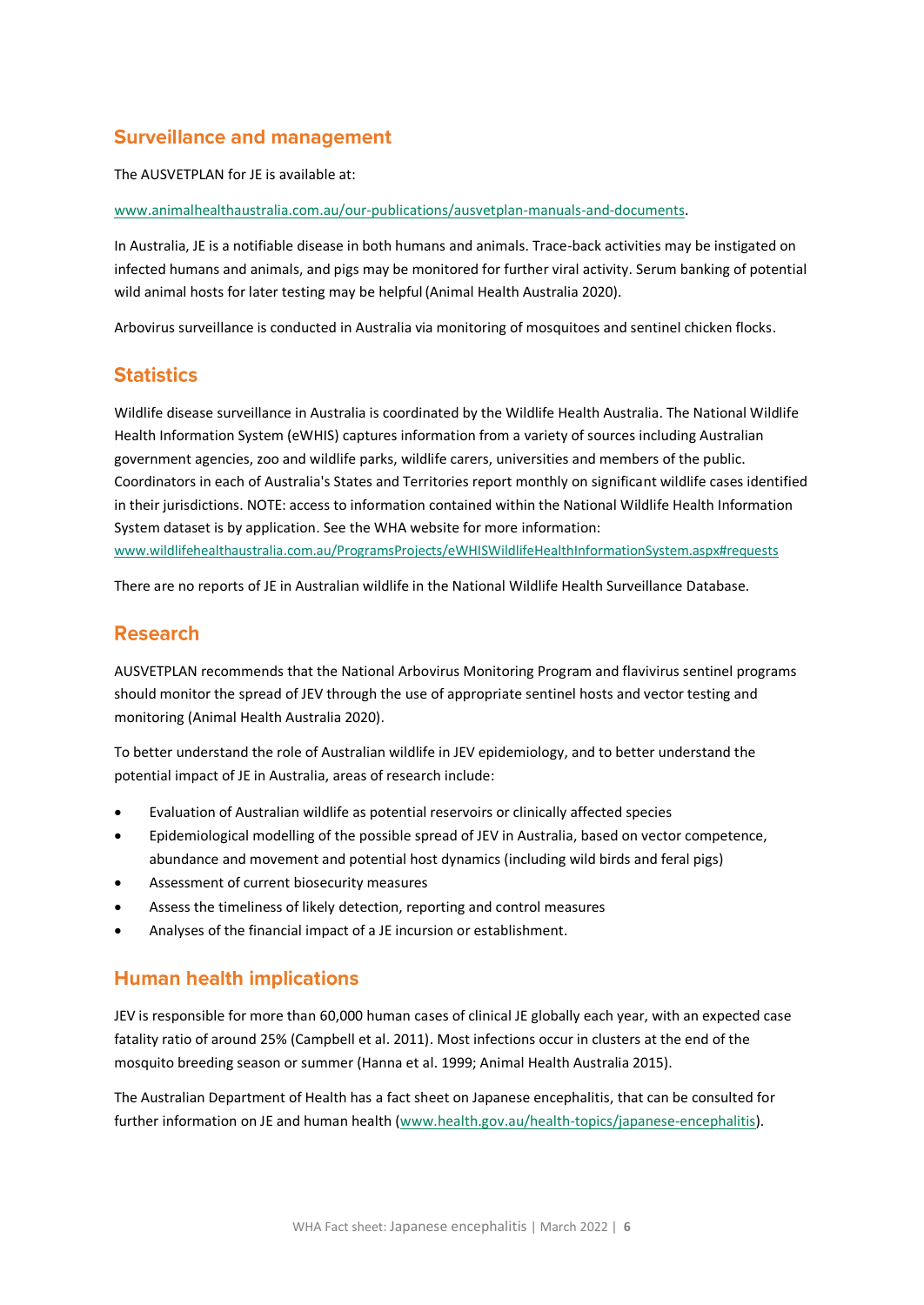## Surveillance and management

The AUSVETPLAN for JE is available at:

www.animalhealthaustralia.com.au/our-publications/ausvetplan-manuals-and-documents.

In Australia, JE is a notifiable disease in both humans and animals. Trace-back activities may be instigated on infected humans and animals, and pigs may be monitored for further viral activity. Serum banking of potential wild animal hosts for later testing may be helpful (Animal Health Australia 2020).

Arbovirus surveillance is conducted in Australia via monitoring of mosquitoes and sentinel chicken flocks.

## Statistics

Wildlife disease surveillance in Australia is coordinated by the Wildlife Health Australia. The National Wildlife Health Information System (eWHIS) captures information from a variety of sources including Australian government agencies, zoo and wildlife parks, wildlife carers, universities and members of the public. Coordinators in each of Australia's States and Territories report monthly on significant wildlife cases identified in their jurisdictions. NOTE: access to information contained within the National Wildlife Health Information System dataset is by application. See the WHA website for more information: www.wildlifehealthaustralia.com.au/ProgramsProjects/eWHISWildlifeHealthInformationSystem.aspx#requests

There are no reports of JE in Australian wildlife in the National Wildlife Health Surveillance Database.

## Research

AUSVETPLAN recommends that the National Arbovirus Monitoring Program and flavivirus sentinel programs should monitor the spread of JEV through the use of appropriate sentinel hosts and vector testing and monitoring (Animal Health Australia 2020).

To better understand the role of Australian wildlife in JEV epidemiology, and to better understand the potential impact of JE in Australia, areas of research include:

- Evaluation of Australian wildlife as potential reservoirs or clinically affected species
- Epidemiological modelling of the possible spread of JEV in Australia, based on vector competence, abundance and movement and potential host dynamics (including wild birds and feral pigs)
- Assessment of current biosecurity measures
- Assess the timeliness of likely detection, reporting and control measures
- Analyses of the financial impact of a JE incursion or establishment.

## Human health implications

JEV is responsible for more than 60,000 human cases of clinical JE globally each year, with an expected case fatality ratio of around 25% (Campbell et al. 2011). Most infections occur in clusters at the end of the mosquito breeding season or summer (Hanna et al. 1999; Animal Health Australia 2015).

The Australian Department of Health has a fact sheet on Japanese encephalitis, that can be consulted for further information on JE and human health (www.health.gov.au/health-topics/japanese-encephalitis).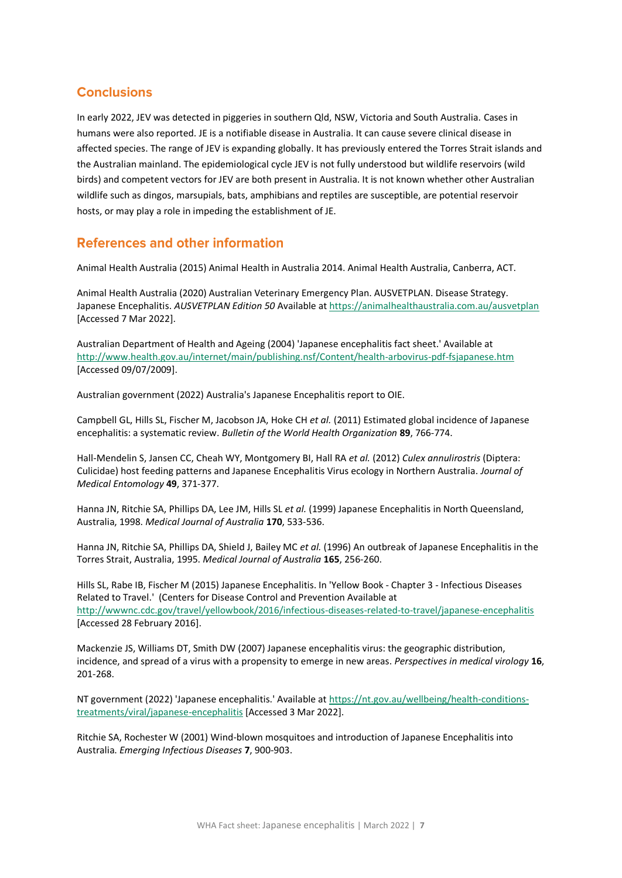## Conclusions

In early 2022, JEV was detected in piggeries in southern Qld, NSW, Victoria and South Australia. Cases in humans were also reported. JE is a notifiable disease in Australia. It can cause severe clinical disease in affected species. The range of JEV is expanding globally. It has previously entered the Torres Strait islands and the Australian mainland. The epidemiological cycle JEV is not fully understood but wildlife reservoirs (wild birds) and competent vectors for JEV are both present in Australia. It is not known whether other Australian wildlife such as dingos, marsupials, bats, amphibians and reptiles are susceptible, are potential reservoir hosts, or may play a role in impeding the establishment of JE.

## References and other information

Animal Health Australia (2015) Animal Health in Australia 2014. Animal Health Australia, Canberra, ACT.

Animal Health Australia (2020) Australian Veterinary Emergency Plan. AUSVETPLAN. Disease Strategy. Japanese Encephalitis. *AUSVETPLAN Edition 50* Available at https://animalhealthaustralia.com.au/ausvetplan [Accessed 7 Mar 2022].

Australian Department of Health and Ageing (2004) 'Japanese encephalitis fact sheet.' Available at http://www.health.gov.au/internet/main/publishing.nsf/Content/health-arbovirus-pdf-fsjapanese.htm [Accessed 09/07/2009].

Australian government (2022) Australia's Japanese Encephalitis report to OIE.

Campbell GL, Hills SL, Fischer M, Jacobson JA, Hoke CH *et al.* (2011) Estimated global incidence of Japanese encephalitis: a systematic review. *Bulletin of the World Health Organization* **89**, 766-774.

Hall-Mendelin S, Jansen CC, Cheah WY, Montgomery BI, Hall RA *et al.* (2012) *Culex annulirostris* (Diptera: Culicidae) host feeding patterns and Japanese Encephalitis Virus ecology in Northern Australia. *Journal of Medical Entomology* **49**, 371-377.

Hanna JN, Ritchie SA, Phillips DA, Lee JM, Hills SL *et al.* (1999) Japanese Encephalitis in North Queensland, Australia, 1998. *Medical Journal of Australia* **170**, 533-536.

Hanna JN, Ritchie SA, Phillips DA, Shield J, Bailey MC *et al.* (1996) An outbreak of Japanese Encephalitis in the Torres Strait, Australia, 1995. *Medical Journal of Australia* **165**, 256-260.

Hills SL, Rabe IB, Fischer M (2015) Japanese Encephalitis. In 'Yellow Book - Chapter 3 - Infectious Diseases Related to Travel.' (Centers for Disease Control and Prevention Available at http://wwwnc.cdc.gov/travel/yellowbook/2016/infectious-diseases-related-to-travel/japanese-encephalitis [Accessed 28 February 2016].

Mackenzie JS, Williams DT, Smith DW (2007) Japanese encephalitis virus: the geographic distribution, incidence, and spread of a virus with a propensity to emerge in new areas. *Perspectives in medical virology* **16**, 201-268.

NT government (2022) 'Japanese encephalitis.' Available at https://nt.gov.au/wellbeing/health-conditions-treatments/viral/japanese-encephalitis [Accessed 3 Mar 2022].

Ritchie SA, Rochester W (2001) Wind-blown mosquitoes and introduction of Japanese Encephalitis into Australia. *Emerging Infectious Diseases* **7**, 900-903.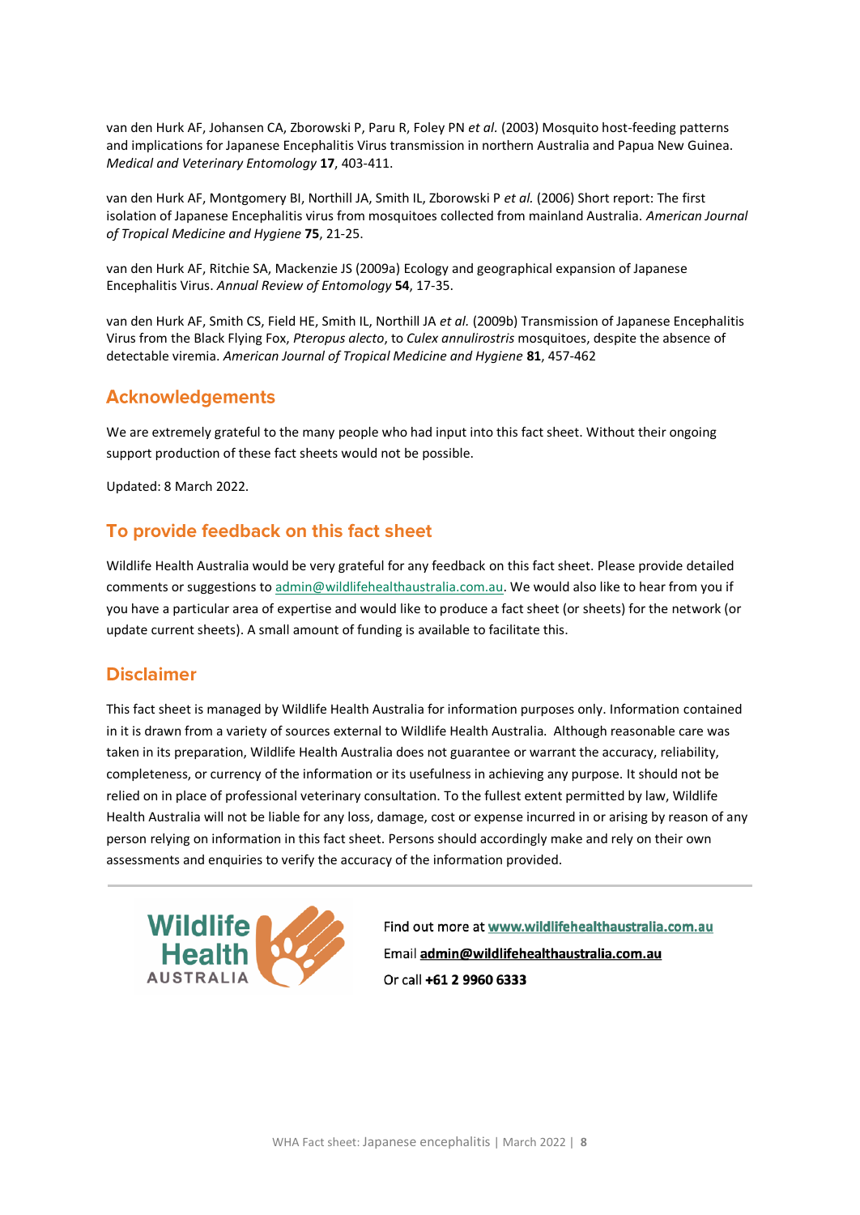van den Hurk AF, Johansen CA, Zborowski P, Paru R, Foley PN *et al.* (2003) Mosquito host-feeding patterns and implications for Japanese Encephalitis Virus transmission in northern Australia and Papua New Guinea. *Medical and Veterinary Entomology* **17**, 403-411.

van den Hurk AF, Montgomery BI, Northill JA, Smith IL, Zborowski P *et al.* (2006) Short report: The first isolation of Japanese Encephalitis virus from mosquitoes collected from mainland Australia. *American Journal of Tropical Medicine and Hygiene* **75**, 21-25.

van den Hurk AF, Ritchie SA, Mackenzie JS (2009a) Ecology and geographical expansion of Japanese Encephalitis Virus. *Annual Review of Entomology* **54**, 17-35.

van den Hurk AF, Smith CS, Field HE, Smith IL, Northill JA *et al.* (2009b) Transmission of Japanese Encephalitis Virus from the Black Flying Fox, *Pteropus alecto*, to *Culex annulirostris* mosquitoes, despite the absence of detectable viremia. *American Journal of Tropical Medicine and Hygiene* **81**, 457-462

## Acknowledgements

We are extremely grateful to the many people who had input into this fact sheet. Without their ongoing support production of these fact sheets would not be possible.

Updated: 8 March 2022.

## To provide feedback on this fact sheet

Wildlife Health Australia would be very grateful for any feedback on this fact sheet. Please provide detailed comments or suggestions to admin@wildlifehealthaustralia.com.au. We would also like to hear from you if you have a particular area of expertise and would like to produce a fact sheet (or sheets) for the network (or update current sheets). A small amount of funding is available to facilitate this.

## Disclaimer

This fact sheet is managed by Wildlife Health Australia for information purposes only. Information contained in it is drawn from a variety of sources external to Wildlife Health Australia. Although reasonable care was taken in its preparation, Wildlife Health Australia does not guarantee or warrant the accuracy, reliability, completeness, or currency of the information or its usefulness in achieving any purpose. It should not be relied on in place of professional veterinary consultation. To the fullest extent permitted by law, Wildlife Health Australia will not be liable for any loss, damage, cost or expense incurred in or arising by reason of any person relying on information in this fact sheet. Persons should accordingly make and rely on their own assessments and enquiries to verify the accuracy of the information provided.

Wildlife Health AUSTRALIA

Find out more at **www.wildlifehealthaustralia.com.au**

Email **admin@wildlifehealthaustralia.com.au**

Or call **+61 2 9960 6333**